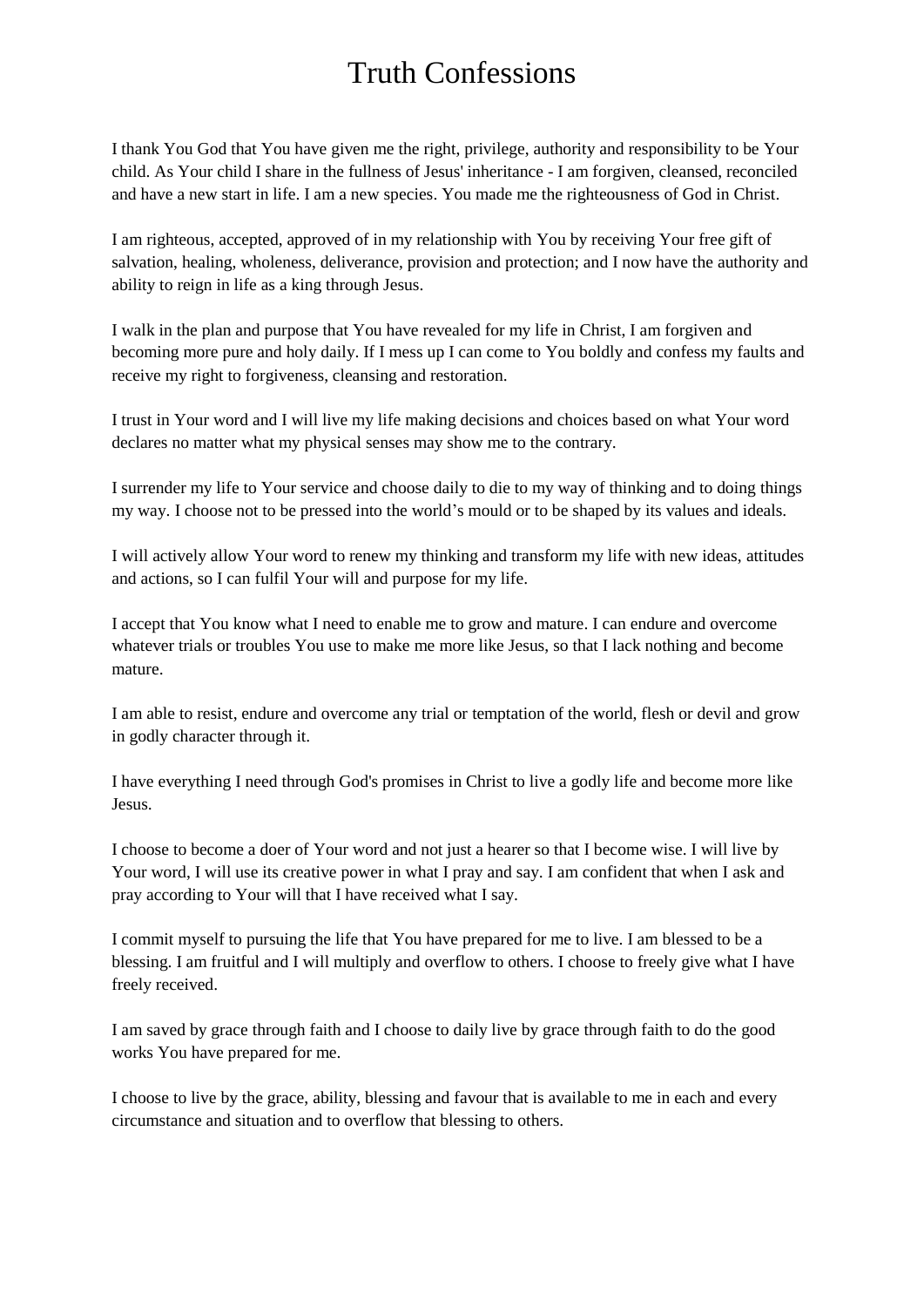# Truth Confessions

I thank You God that You have given me the right, privilege, authority and responsibility to be Your child. As Your child I share in the fullness of Jesus' inheritance - I am forgiven, cleansed, reconciled and have a new start in life. I am a new species. You made me the righteousness of God in Christ.

I am righteous, accepted, approved of in my relationship with You by receiving Your free gift of salvation, healing, wholeness, deliverance, provision and protection; and I now have the authority and ability to reign in life as a king through Jesus.

I walk in the plan and purpose that You have revealed for my life in Christ, I am forgiven and becoming more pure and holy daily. If I mess up I can come to You boldly and confess my faults and receive my right to forgiveness, cleansing and restoration.

I trust in Your word and I will live my life making decisions and choices based on what Your word declares no matter what my physical senses may show me to the contrary.

I surrender my life to Your service and choose daily to die to my way of thinking and to doing things my way. I choose not to be pressed into the world's mould or to be shaped by its values and ideals.

I will actively allow Your word to renew my thinking and transform my life with new ideas, attitudes and actions, so I can fulfil Your will and purpose for my life.

I accept that You know what I need to enable me to grow and mature. I can endure and overcome whatever trials or troubles You use to make me more like Jesus, so that I lack nothing and become mature.

I am able to resist, endure and overcome any trial or temptation of the world, flesh or devil and grow in godly character through it.

I have everything I need through God's promises in Christ to live a godly life and become more like Jesus.

I choose to become a doer of Your word and not just a hearer so that I become wise. I will live by Your word, I will use its creative power in what I pray and say. I am confident that when I ask and pray according to Your will that I have received what I say.

I commit myself to pursuing the life that You have prepared for me to live. I am blessed to be a blessing. I am fruitful and I will multiply and overflow to others. I choose to freely give what I have freely received.

I am saved by grace through faith and I choose to daily live by grace through faith to do the good works You have prepared for me.

I choose to live by the grace, ability, blessing and favour that is available to me in each and every circumstance and situation and to overflow that blessing to others.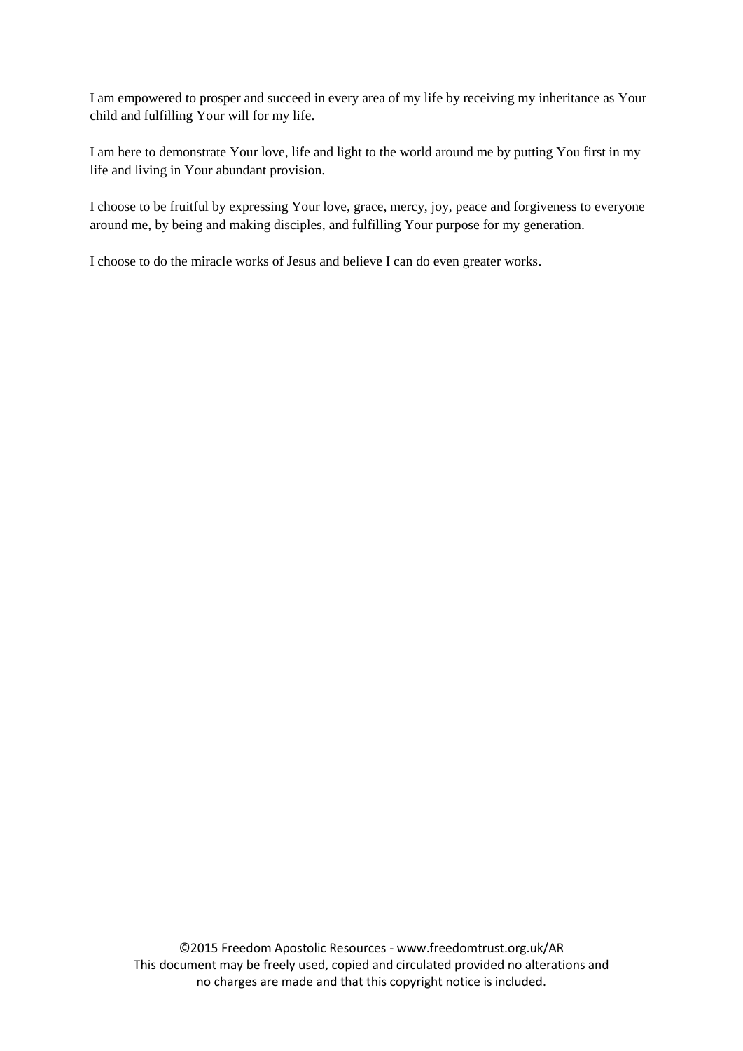I am empowered to prosper and succeed in every area of my life by receiving my inheritance as Your child and fulfilling Your will for my life.

I am here to demonstrate Your love, life and light to the world around me by putting You first in my life and living in Your abundant provision.

I choose to be fruitful by expressing Your love, grace, mercy, joy, peace and forgiveness to everyone around me, by being and making disciples, and fulfilling Your purpose for my generation.

I choose to do the miracle works of Jesus and believe I can do even greater works.

©2015 Freedom Apostolic Resources - www.freedomtrust.org.uk/AR
This document may be freely used, copied and circulated provided no alterations and no charges are made and that this copyright notice is included.